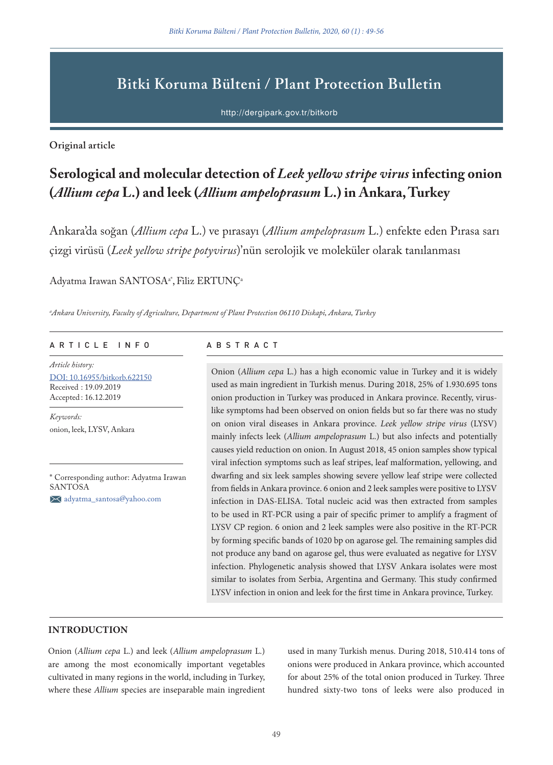# Bitki Koruma Bülteni / Plant Protection Bulletin

http://dergipark.gov.tr/bitkorb

**Original article**

## Serological and molecular detection of *Leek yellow stripe virus* infecting onion (*Allium cepa* L.) and leek (*Allium ampeloprasum* L.) in Ankara, Turkey

Ankara'da soğan (*Allium cepa* L.) ve pırasayı (*Allium ampeloprasum* L.) enfekte eden Pırasa sarı çizgi virüsü (*Leek yellow stripe potyvirus*)'nün serolojik ve moleküler olarak tanılanması

Adyatma Irawan SANTOSA[a*], Filiz ERTUNÇ[a]

[a]*Ankara University, Faculty of Agriculture, Department of Plant Protection 06110 Diskapi, Ankara, Turkey*

### ARTICLE INFO

*Article history:*
DOI: 10.16955/bitkorb.622150
Received : 19.09.2019
Accepted : 16.12.2019

*Keywords:*
onion, leek, LYSV, Ankara

\* Corresponding author: Adyatma Irawan SANTOSA
adyatma_santosa@yahoo.com

### ABSTRACT

Onion (*Allium cepa* L.) has a high economic value in Turkey and it is widely used as main ingredient in Turkish menus. During 2018, 25% of 1.930.695 tons onion production in Turkey was produced in Ankara province. Recently, virus-like symptoms had been observed on onion fields but so far there was no study on onion viral diseases in Ankara province. *Leek yellow stripe virus* (LYSV) mainly infects leek (*Allium ampeloprasum* L.) but also infects and potentially causes yield reduction on onion. In August 2018, 45 onion samples show typical viral infection symptoms such as leaf stripes, leaf malformation, yellowing, and dwarfing and six leek samples showing severe yellow leaf stripe were collected from fields in Ankara province. 6 onion and 2 leek samples were positive to LYSV infection in DAS-ELISA. Total nucleic acid was then extracted from samples to be used in RT-PCR using a pair of specific primer to amplify a fragment of LYSV CP region. 6 onion and 2 leek samples were also positive in the RT-PCR by forming specific bands of 1020 bp on agarose gel. The remaining samples did not produce any band on agarose gel, thus were evaluated as negative for LYSV infection. Phylogenetic analysis showed that LYSV Ankara isolates were most similar to isolates from Serbia, Argentina and Germany. This study confirmed LYSV infection in onion and leek for the first time in Ankara province, Turkey.

## INTRODUCTION

Onion (*Allium cepa* L.) and leek (*Allium ampeloprasum* L.) are among the most economically important vegetables cultivated in many regions in the world, including in Turkey, where these *Allium* species are inseparable main ingredient used in many Turkish menus. During 2018, 510.414 tons of onions were produced in Ankara province, which accounted for about 25% of the total onion produced in Turkey. Three hundred sixty-two tons of leeks were also produced in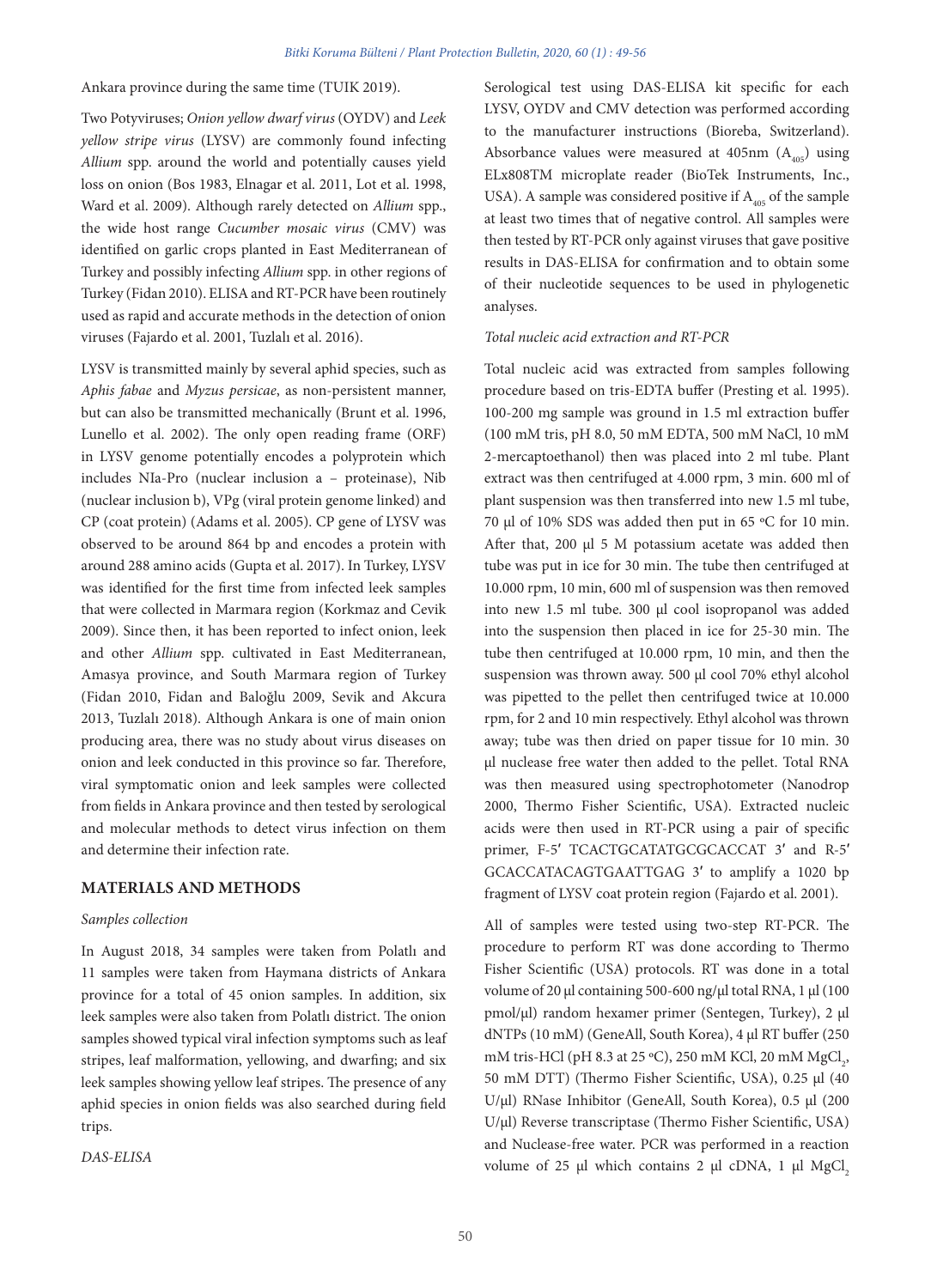Ankara province during the same time (TUIK 2019).

Two Potyviruses; *Onion yellow dwarf virus* (OYDV) and *Leek yellow stripe virus* (LYSV) are commonly found infecting *Allium* spp. around the world and potentially causes yield loss on onion (Bos 1983, Elnagar et al. 2011, Lot et al. 1998, Ward et al. 2009). Although rarely detected on *Allium* spp., the wide host range *Cucumber mosaic virus* (CMV) was identified on garlic crops planted in East Mediterranean of Turkey and possibly infecting *Allium* spp. in other regions of Turkey (Fidan 2010). ELISA and RT-PCR have been routinely used as rapid and accurate methods in the detection of onion viruses (Fajardo et al. 2001, Tuzlalı et al. 2016).

LYSV is transmitted mainly by several aphid species, such as *Aphis fabae* and *Myzus persicae*, as non-persistent manner, but can also be transmitted mechanically (Brunt et al. 1996, Lunello et al. 2002). The only open reading frame (ORF) in LYSV genome potentially encodes a polyprotein which includes NIa-Pro (nuclear inclusion a – proteinase), Nib (nuclear inclusion b), VPg (viral protein genome linked) and CP (coat protein) (Adams et al. 2005). CP gene of LYSV was observed to be around 864 bp and encodes a protein with around 288 amino acids (Gupta et al. 2017). In Turkey, LYSV was identified for the first time from infected leek samples that were collected in Marmara region (Korkmaz and Cevik 2009). Since then, it has been reported to infect onion, leek and other *Allium* spp. cultivated in East Mediterranean, Amasya province, and South Marmara region of Turkey (Fidan 2010, Fidan and Baloğlu 2009, Sevik and Akcura 2013, Tuzlalı 2018). Although Ankara is one of main onion producing area, there was no study about virus diseases on onion and leek conducted in this province so far. Therefore, viral symptomatic onion and leek samples were collected from fields in Ankara province and then tested by serological and molecular methods to detect virus infection on them and determine their infection rate.

## MATERIALS AND METHODS

### *Samples collection*

In August 2018, 34 samples were taken from Polatlı and 11 samples were taken from Haymana districts of Ankara province for a total of 45 onion samples. In addition, six leek samples were also taken from Polatlı district. The onion samples showed typical viral infection symptoms such as leaf stripes, leaf malformation, yellowing, and dwarfing; and six leek samples showing yellow leaf stripes. The presence of any aphid species in onion fields was also searched during field trips.

### *DAS-ELISA*

Serological test using DAS-ELISA kit specific for each LYSV, OYDV and CMV detection was performed according to the manufacturer instructions (Bioreba, Switzerland). Absorbance values were measured at 405nm ($A_{405}$) using ELx808TM microplate reader (BioTek Instruments, Inc., USA). A sample was considered positive if $A_{405}$ of the sample at least two times that of negative control. All samples were then tested by RT-PCR only against viruses that gave positive results in DAS-ELISA for confirmation and to obtain some of their nucleotide sequences to be used in phylogenetic analyses.

### *Total nucleic acid extraction and RT-PCR*

Total nucleic acid was extracted from samples following procedure based on tris-EDTA buffer (Presting et al. 1995). 100-200 mg sample was ground in 1.5 ml extraction buffer (100 mM tris, pH 8.0, 50 mM EDTA, 500 mM NaCl, 10 mM 2-mercaptoethanol) then was placed into 2 ml tube. Plant extract was then centrifuged at 4.000 rpm, 3 min. 600 ml of plant suspension was then transferred into new 1.5 ml tube, 70 µl of 10% SDS was added then put in 65 ºC for 10 min. After that, 200 µl 5 M potassium acetate was added then tube was put in ice for 30 min. The tube then centrifuged at 10.000 rpm, 10 min, 600 ml of suspension was then removed into new 1.5 ml tube. 300 µl cool isopropanol was added into the suspension then placed in ice for 25-30 min. The tube then centrifuged at 10.000 rpm, 10 min, and then the suspension was thrown away. 500 µl cool 70% ethyl alcohol was pipetted to the pellet then centrifuged twice at 10.000 rpm, for 2 and 10 min respectively. Ethyl alcohol was thrown away; tube was then dried on paper tissue for 10 min. 30 µl nuclease free water then added to the pellet. Total RNA was then measured using spectrophotometer (Nanodrop 2000, Thermo Fisher Scientific, USA). Extracted nucleic acids were then used in RT-PCR using a pair of specific primer, F-5′ TCACTGCATATGCGCACCAT 3′ and R-5′ GCACCATACAGTGAATTGAG 3′ to amplify a 1020 bp fragment of LYSV coat protein region (Fajardo et al. 2001).

All of samples were tested using two-step RT-PCR. The procedure to perform RT was done according to Thermo Fisher Scientific (USA) protocols. RT was done in a total volume of 20 µl containing 500-600 ng/µl total RNA, 1 µl (100 pmol/µl) random hexamer primer (Sentegen, Turkey), 2 µl dNTPs (10 mM) (GeneAll, South Korea), 4 µl RT buffer (250 mM tris-HCl (pH 8.3 at 25 ºC), 250 mM KCl, 20 mM $MgCl_2$, 50 mM DTT) (Thermo Fisher Scientific, USA), 0.25 µl (40 U/µl) RNase Inhibitor (GeneAll, South Korea), 0.5 µl (200 U/µl) Reverse transcriptase (Thermo Fisher Scientific, USA) and Nuclease-free water. PCR was performed in a reaction volume of 25 µl which contains 2 µl cDNA, 1 µl $MgCl_2$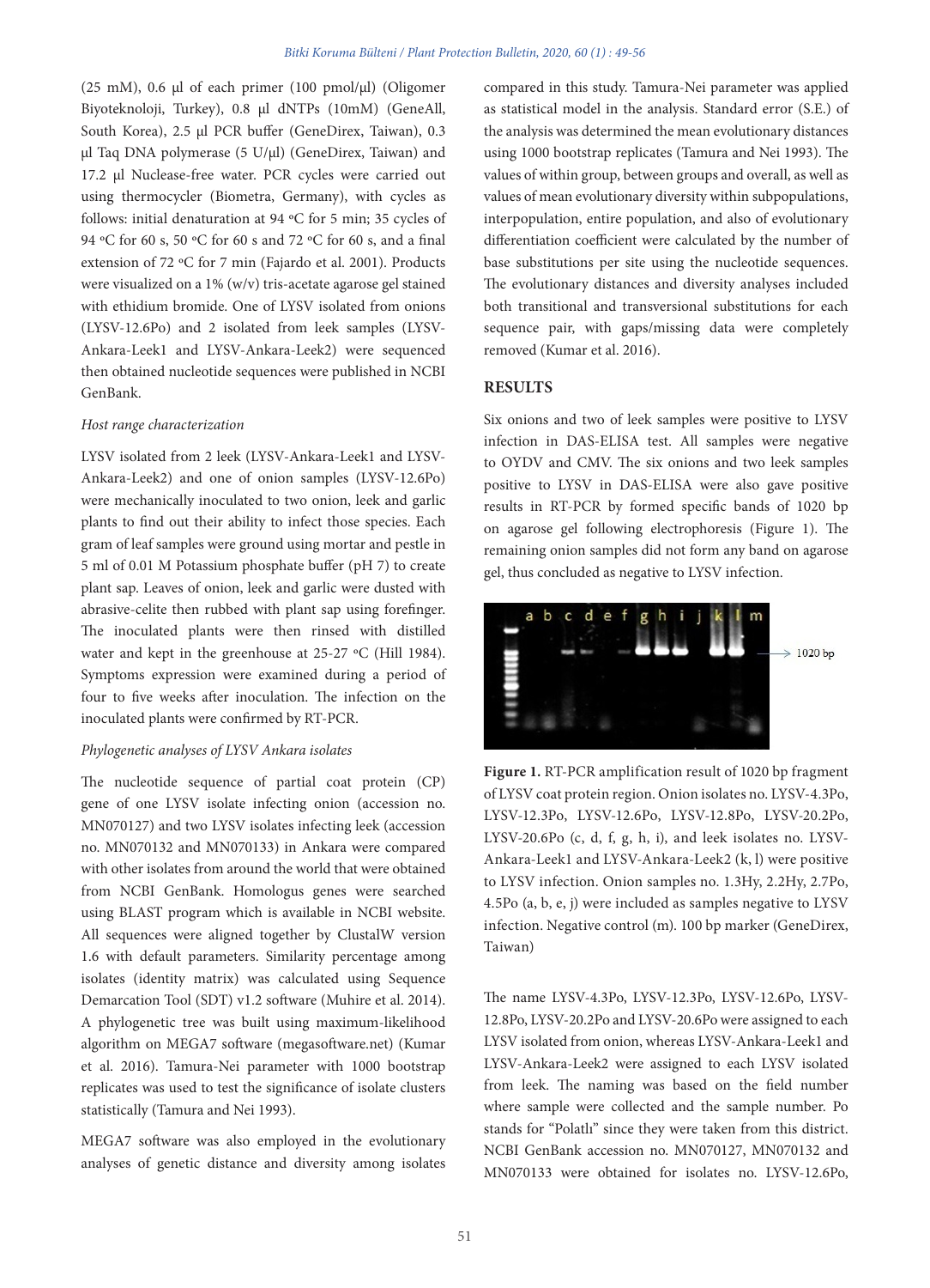(25 mM), 0.6 µl of each primer (100 pmol/µl) (Oligomer Biyoteknoloji, Turkey), 0.8 µl dNTPs (10mM) (GeneAll, South Korea), 2.5 µl PCR buffer (GeneDirex, Taiwan), 0.3 µl Taq DNA polymerase (5 U/µl) (GeneDirex, Taiwan) and 17.2 µl Nuclease-free water. PCR cycles were carried out using thermocycler (Biometra, Germany), with cycles as follows: initial denaturation at 94 ºC for 5 min; 35 cycles of 94 ºC for 60 s, 50 ºC for 60 s and 72 ºC for 60 s, and a final extension of 72 ºC for 7 min (Fajardo et al. 2001). Products were visualized on a 1% (w/v) tris-acetate agarose gel stained with ethidium bromide. One of LYSV isolated from onions (LYSV-12.6Po) and 2 isolated from leek samples (LYSV-Ankara-Leek1 and LYSV-Ankara-Leek2) were sequenced then obtained nucleotide sequences were published in NCBI GenBank.

*Host range characterization*

LYSV isolated from 2 leek (LYSV-Ankara-Leek1 and LYSV-Ankara-Leek2) and one of onion samples (LYSV-12.6Po) were mechanically inoculated to two onion, leek and garlic plants to find out their ability to infect those species. Each gram of leaf samples were ground using mortar and pestle in 5 ml of 0.01 M Potassium phosphate buffer (pH 7) to create plant sap. Leaves of onion, leek and garlic were dusted with abrasive-celite then rubbed with plant sap using forefinger. The inoculated plants were then rinsed with distilled water and kept in the greenhouse at 25-27 ºC (Hill 1984). Symptoms expression were examined during a period of four to five weeks after inoculation. The infection on the inoculated plants were confirmed by RT-PCR.

*Phylogenetic analyses of LYSV Ankara isolates*

The nucleotide sequence of partial coat protein (CP) gene of one LYSV isolate infecting onion (accession no. MN070127) and two LYSV isolates infecting leek (accession no. MN070132 and MN070133) in Ankara were compared with other isolates from around the world that were obtained from NCBI GenBank. Homologus genes were searched using BLAST program which is available in NCBI website. All sequences were aligned together by ClustalW version 1.6 with default parameters. Similarity percentage among isolates (identity matrix) was calculated using Sequence Demarcation Tool (SDT) v1.2 software (Muhire et al. 2014). A phylogenetic tree was built using maximum-likelihood algorithm on MEGA7 software (megasoftware.net) (Kumar et al. 2016). Tamura-Nei parameter with 1000 bootstrap replicates was used to test the significance of isolate clusters statistically (Tamura and Nei 1993).

MEGA7 software was also employed in the evolutionary analyses of genetic distance and diversity among isolates compared in this study. Tamura-Nei parameter was applied as statistical model in the analysis. Standard error (S.E.) of the analysis was determined the mean evolutionary distances using 1000 bootstrap replicates (Tamura and Nei 1993). The values of within group, between groups and overall, as well as values of mean evolutionary diversity within subpopulations, interpopulation, entire population, and also of evolutionary differentiation coefficient were calculated by the number of base substitutions per site using the nucleotide sequences. The evolutionary distances and diversity analyses included both transitional and transversional substitutions for each sequence pair, with gaps/missing data were completely removed (Kumar et al. 2016).

## RESULTS

Six onions and two of leek samples were positive to LYSV infection in DAS-ELISA test. All samples were negative to OYDV and CMV. The six onions and two leek samples positive to LYSV in DAS-ELISA were also gave positive results in RT-PCR by formed specific bands of 1020 bp on agarose gel following electrophoresis (Figure 1). The remaining onion samples did not form any band on agarose gel, thus concluded as negative to LYSV infection.

**Figure 1.** RT-PCR amplification result of 1020 bp fragment of LYSV coat protein region. Onion isolates no. LYSV-4.3Po, LYSV-12.3Po, LYSV-12.6Po, LYSV-12.8Po, LYSV-20.2Po, LYSV-20.6Po (c, d, f, g, h, i), and leek isolates no. LYSV-Ankara-Leek1 and LYSV-Ankara-Leek2 (k, l) were positive to LYSV infection. Onion samples no. 1.3Hy, 2.2Hy, 2.7Po, 4.5Po (a, b, e, j) were included as samples negative to LYSV infection. Negative control (m). 100 bp marker (GeneDirex, Taiwan)

The name LYSV-4.3Po, LYSV-12.3Po, LYSV-12.6Po, LYSV-12.8Po, LYSV-20.2Po and LYSV-20.6Po were assigned to each LYSV isolated from onion, whereas LYSV-Ankara-Leek1 and LYSV-Ankara-Leek2 were assigned to each LYSV isolated from leek. The naming was based on the field number where sample were collected and the sample number. Po stands for "Polatlı" since they were taken from this district. NCBI GenBank accession no. MN070127, MN070132 and MN070133 were obtained for isolates no. LYSV-12.6Po,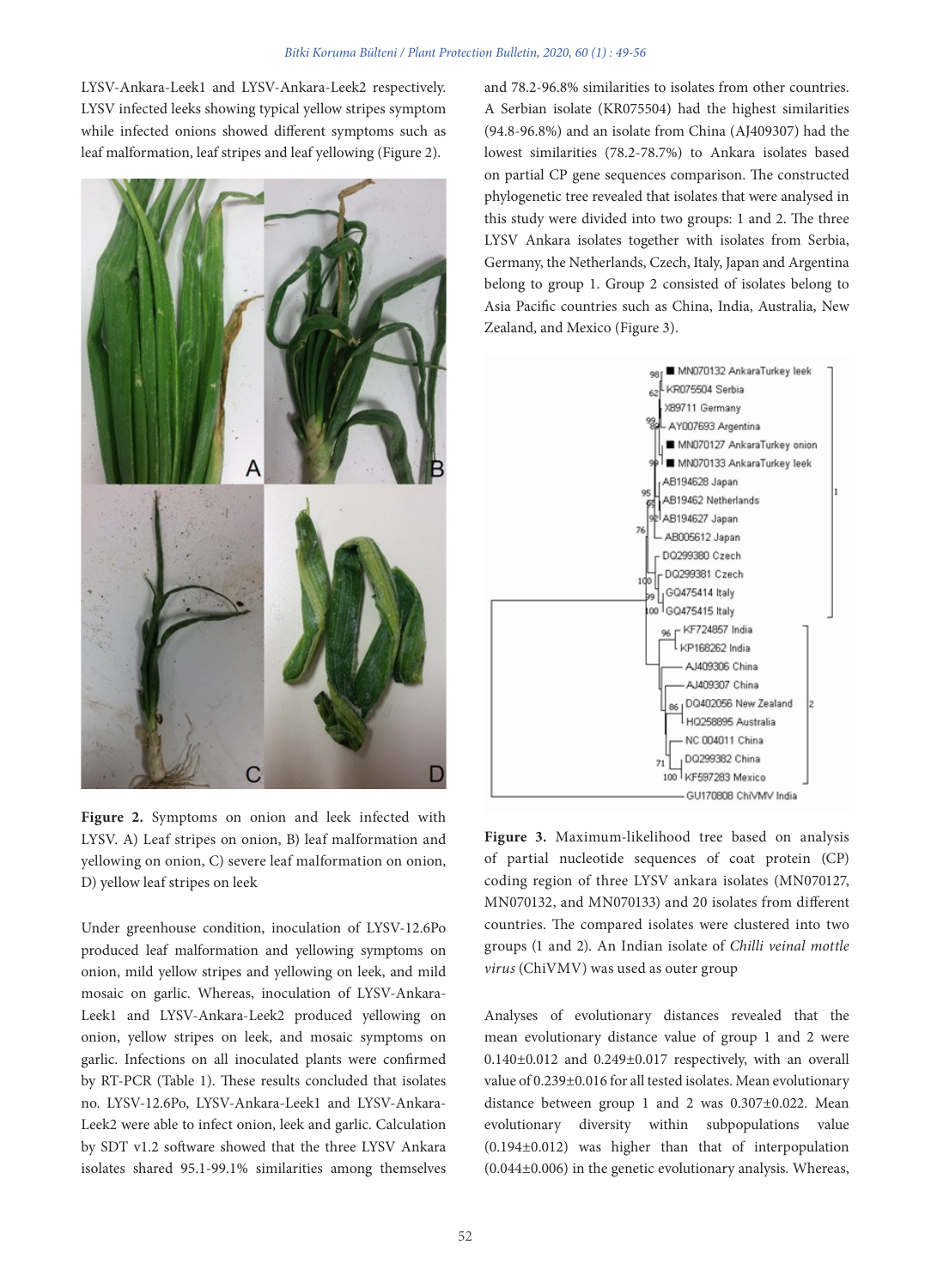LYSV-Ankara-Leek1 and LYSV-Ankara-Leek2 respectively. LYSV infected leeks showing typical yellow stripes symptom while infected onions showed different symptoms such as leaf malformation, leaf stripes and leaf yellowing (Figure 2).

**Figure 2.** Symptoms on onion and leek infected with LYSV. A) Leaf stripes on onion, B) leaf malformation and yellowing on onion, C) severe leaf malformation on onion, D) yellow leaf stripes on leek

Under greenhouse condition, inoculation of LYSV-12.6Po produced leaf malformation and yellowing symptoms on onion, mild yellow stripes and yellowing on leek, and mild mosaic on garlic. Whereas, inoculation of LYSV-Ankara-Leek1 and LYSV-Ankara-Leek2 produced yellowing on onion, yellow stripes on leek, and mosaic symptoms on garlic. Infections on all inoculated plants were confirmed by RT-PCR (Table 1). These results concluded that isolates no. LYSV-12.6Po, LYSV-Ankara-Leek1 and LYSV-Ankara-Leek2 were able to infect onion, leek and garlic. Calculation by SDT v1.2 software showed that the three LYSV Ankara isolates shared 95.1-99.1% similarities among themselves and 78.2-96.8% similarities to isolates from other countries. A Serbian isolate (KR075504) had the highest similarities (94.8-96.8%) and an isolate from China (AJ409307) had the lowest similarities (78.2-78.7%) to Ankara isolates based on partial CP gene sequences comparison. The constructed phylogenetic tree revealed that isolates that were analysed in this study were divided into two groups: 1 and 2. The three LYSV Ankara isolates together with isolates from Serbia, Germany, the Netherlands, Czech, Italy, Japan and Argentina belong to group 1. Group 2 consisted of isolates belong to Asia Pacific countries such as China, India, Australia, New Zealand, and Mexico (Figure 3).

**Figure 3.** Maximum-likelihood tree based on analysis of partial nucleotide sequences of coat protein (CP) coding region of three LYSV ankara isolates (MN070127, MN070132, and MN070133) and 20 isolates from different countries. The compared isolates were clustered into two groups (1 and 2). An Indian isolate of *Chilli veinal mottle virus* (ChiVMV) was used as outer group

Analyses of evolutionary distances revealed that the mean evolutionary distance value of group 1 and 2 were 0.140±0.012 and 0.249±0.017 respectively, with an overall value of 0.239±0.016 for all tested isolates. Mean evolutionary distance between group 1 and 2 was 0.307±0.022. Mean evolutionary diversity within subpopulations value (0.194±0.012) was higher than that of interpopulation (0.044±0.006) in the genetic evolutionary analysis. Whereas,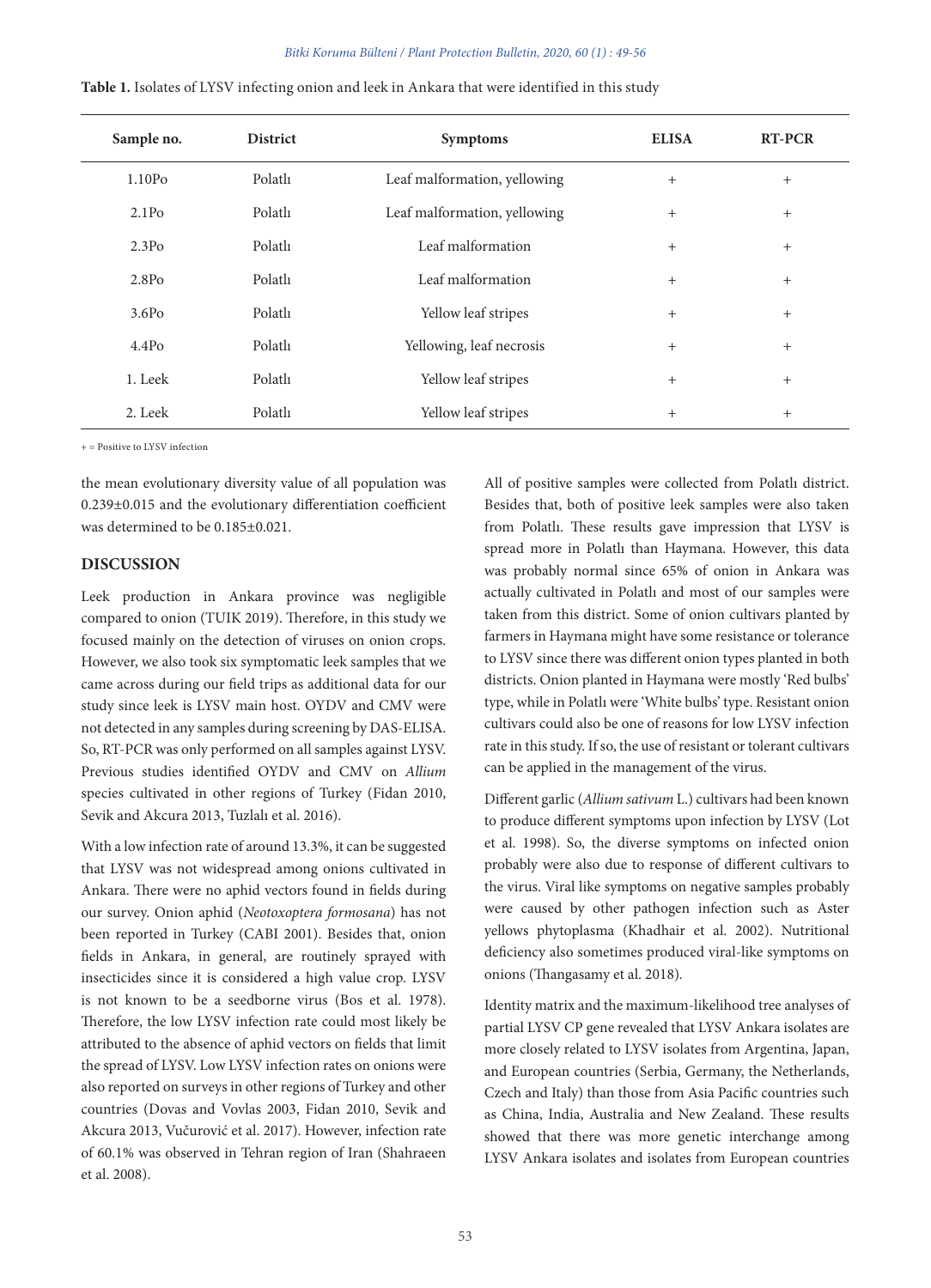**Table 1.** Isolates of LYSV infecting onion and leek in Ankara that were identified in this study

| Sample no. | District | Symptoms | ELISA | RT-PCR |
|---|---|---|---|---|
| 1.10Po | Polatlı | Leaf malformation, yellowing | + | + |
| 2.1Po | Polatlı | Leaf malformation, yellowing | + | + |
| 2.3Po | Polatlı | Leaf malformation | + | + |
| 2.8Po | Polatlı | Leaf malformation | + | + |
| 3.6Po | Polatlı | Yellow leaf stripes | + | + |
| 4.4Po | Polatlı | Yellowing, leaf necrosis | + | + |
| 1. Leek | Polatlı | Yellow leaf stripes | + | + |
| 2. Leek | Polatlı | Yellow leaf stripes | + | + |

+ = Positive to LYSV infection

the mean evolutionary diversity value of all population was 0.239±0.015 and the evolutionary differentiation coefficient was determined to be 0.185±0.021.

## DISCUSSION

Leek production in Ankara province was negligible compared to onion (TUIK 2019). Therefore, in this study we focused mainly on the detection of viruses on onion crops. However, we also took six symptomatic leek samples that we came across during our field trips as additional data for our study since leek is LYSV main host. OYDV and CMV were not detected in any samples during screening by DAS-ELISA. So, RT-PCR was only performed on all samples against LYSV. Previous studies identified OYDV and CMV on *Allium* species cultivated in other regions of Turkey (Fidan 2010, Sevik and Akcura 2013, Tuzlalı et al. 2016).

With a low infection rate of around 13.3%, it can be suggested that LYSV was not widespread among onions cultivated in Ankara. There were no aphid vectors found in fields during our survey. Onion aphid (*Neotoxoptera formosana*) has not been reported in Turkey (CABI 2001). Besides that, onion fields in Ankara, in general, are routinely sprayed with insecticides since it is considered a high value crop. LYSV is not known to be a seedborne virus (Bos et al. 1978). Therefore, the low LYSV infection rate could most likely be attributed to the absence of aphid vectors on fields that limit the spread of LYSV. Low LYSV infection rates on onions were also reported on surveys in other regions of Turkey and other countries (Dovas and Vovlas 2003, Fidan 2010, Sevik and Akcura 2013, Vučurović et al. 2017). However, infection rate of 60.1% was observed in Tehran region of Iran (Shahraeen et al. 2008).

All of positive samples were collected from Polatlı district. Besides that, both of positive leek samples were also taken from Polatlı. These results gave impression that LYSV is spread more in Polatlı than Haymana. However, this data was probably normal since 65% of onion in Ankara was actually cultivated in Polatlı and most of our samples were taken from this district. Some of onion cultivars planted by farmers in Haymana might have some resistance or tolerance to LYSV since there was different onion types planted in both districts. Onion planted in Haymana were mostly 'Red bulbs' type, while in Polatlı were 'White bulbs' type. Resistant onion cultivars could also be one of reasons for low LYSV infection rate in this study. If so, the use of resistant or tolerant cultivars can be applied in the management of the virus.

Different garlic (*Allium sativum* L.) cultivars had been known to produce different symptoms upon infection by LYSV (Lot et al. 1998). So, the diverse symptoms on infected onion probably were also due to response of different cultivars to the virus. Viral like symptoms on negative samples probably were caused by other pathogen infection such as Aster yellows phytoplasma (Khadhair et al. 2002). Nutritional deficiency also sometimes produced viral-like symptoms on onions (Thangasamy et al. 2018).

Identity matrix and the maximum-likelihood tree analyses of partial LYSV CP gene revealed that LYSV Ankara isolates are more closely related to LYSV isolates from Argentina, Japan, and European countries (Serbia, Germany, the Netherlands, Czech and Italy) than those from Asia Pacific countries such as China, India, Australia and New Zealand. These results showed that there was more genetic interchange among LYSV Ankara isolates and isolates from European countries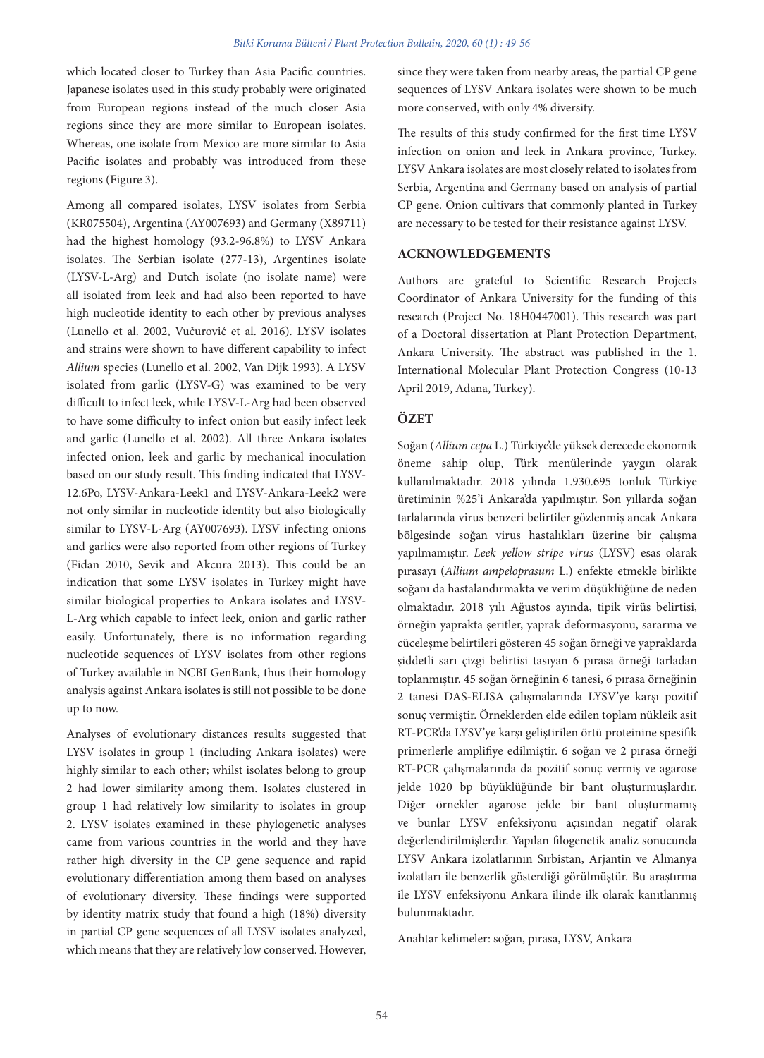which located closer to Turkey than Asia Pacific countries. Japanese isolates used in this study probably were originated from European regions instead of the much closer Asia regions since they are more similar to European isolates. Whereas, one isolate from Mexico are more similar to Asia Pacific isolates and probably was introduced from these regions (Figure 3).

Among all compared isolates, LYSV isolates from Serbia (KR075504), Argentina (AY007693) and Germany (X89711) had the highest homology (93.2-96.8%) to LYSV Ankara isolates. The Serbian isolate (277-13), Argentines isolate (LYSV-L-Arg) and Dutch isolate (no isolate name) were all isolated from leek and had also been reported to have high nucleotide identity to each other by previous analyses (Lunello et al. 2002, Vučurović et al. 2016). LYSV isolates and strains were shown to have different capability to infect *Allium* species (Lunello et al. 2002, Van Dijk 1993). A LYSV isolated from garlic (LYSV-G) was examined to be very difficult to infect leek, while LYSV-L-Arg had been observed to have some difficulty to infect onion but easily infect leek and garlic (Lunello et al. 2002). All three Ankara isolates infected onion, leek and garlic by mechanical inoculation based on our study result. This finding indicated that LYSV-12.6Po, LYSV-Ankara-Leek1 and LYSV-Ankara-Leek2 were not only similar in nucleotide identity but also biologically similar to LYSV-L-Arg (AY007693). LYSV infecting onions and garlics were also reported from other regions of Turkey (Fidan 2010, Sevik and Akcura 2013). This could be an indication that some LYSV isolates in Turkey might have similar biological properties to Ankara isolates and LYSV-L-Arg which capable to infect leek, onion and garlic rather easily. Unfortunately, there is no information regarding nucleotide sequences of LYSV isolates from other regions of Turkey available in NCBI GenBank, thus their homology analysis against Ankara isolates is still not possible to be done up to now.

Analyses of evolutionary distances results suggested that LYSV isolates in group 1 (including Ankara isolates) were highly similar to each other; whilst isolates belong to group 2 had lower similarity among them. Isolates clustered in group 1 had relatively low similarity to isolates in group 2. LYSV isolates examined in these phylogenetic analyses came from various countries in the world and they have rather high diversity in the CP gene sequence and rapid evolutionary differentiation among them based on analyses of evolutionary diversity. These findings were supported by identity matrix study that found a high (18%) diversity in partial CP gene sequences of all LYSV isolates analyzed, which means that they are relatively low conserved. However, since they were taken from nearby areas, the partial CP gene sequences of LYSV Ankara isolates were shown to be much more conserved, with only 4% diversity.

The results of this study confirmed for the first time LYSV infection on onion and leek in Ankara province, Turkey. LYSV Ankara isolates are most closely related to isolates from Serbia, Argentina and Germany based on analysis of partial CP gene. Onion cultivars that commonly planted in Turkey are necessary to be tested for their resistance against LYSV.

## ACKNOWLEDGEMENTS

Authors are grateful to Scientific Research Projects Coordinator of Ankara University for the funding of this research (Project No. 18H0447001). This research was part of a Doctoral dissertation at Plant Protection Department, Ankara University. The abstract was published in the 1. International Molecular Plant Protection Congress (10-13 April 2019, Adana, Turkey).

## ÖZET

Soğan (*Allium cepa* L.) Türkiye'de yüksek derecede ekonomik öneme sahip olup, Türk menülerinde yaygın olarak kullanılmaktadır. 2018 yılında 1.930.695 tonluk Türkiye üretiminin %25'i Ankara'da yapılmıştır. Son yıllarda soğan tarlalarında virus benzeri belirtiler gözlenmiş ancak Ankara bölgesinde soğan virus hastalıkları üzerine bir çalışma yapılmamıştır. *Leek yellow stripe virus* (LYSV) esas olarak pırasayı (*Allium ampeloprasum* L.) enfekte etmekle birlikte soğanı da hastalandırmakta ve verim düşüklüğüne de neden olmaktadır. 2018 yılı Ağustos ayında, tipik virüs belirtisi, örneğin yaprakta şeritler, yaprak deformasyonu, sararma ve cüceleşme belirtileri gösteren 45 soğan örneği ve yapraklarda şiddetli sarı çizgi belirtisi taşıyan 6 pırasa örneği tarladan toplanmıştır. 45 soğan örneğinin 6 tanesi, 6 pırasa örneğinin 2 tanesi DAS-ELISA çalışmalarında LYSV'ye karşı pozitif sonuç vermiştir. Örneklerden elde edilen toplam nükleik asit RT-PCR'da LYSV'ye karşı geliştirilen örtü proteinine spesifik primerlerle amplifiye edilmiştir. 6 soğan ve 2 pırasa örneği RT-PCR çalışmalarında da pozitif sonuç vermiş ve agarose jelde 1020 bp büyüklüğünde bir bant oluşturmuşlardır. Diğer örnekler agarose jelde bir bant oluşturmamış ve bunlar LYSV enfeksiyonu açısından negatif olarak değerlendirilmişlerdir. Yapılan filogenetik analiz sonucunda LYSV Ankara izolatlarının Sırbistan, Arjantin ve Almanya izolatları ile benzerlik gösterdiği görülmüştür. Bu araştırma ile LYSV enfeksiyonu Ankara ilinde ilk olarak kanıtlanmış bulunmaktadır.

Anahtar kelimeler: soğan, pırasa, LYSV, Ankara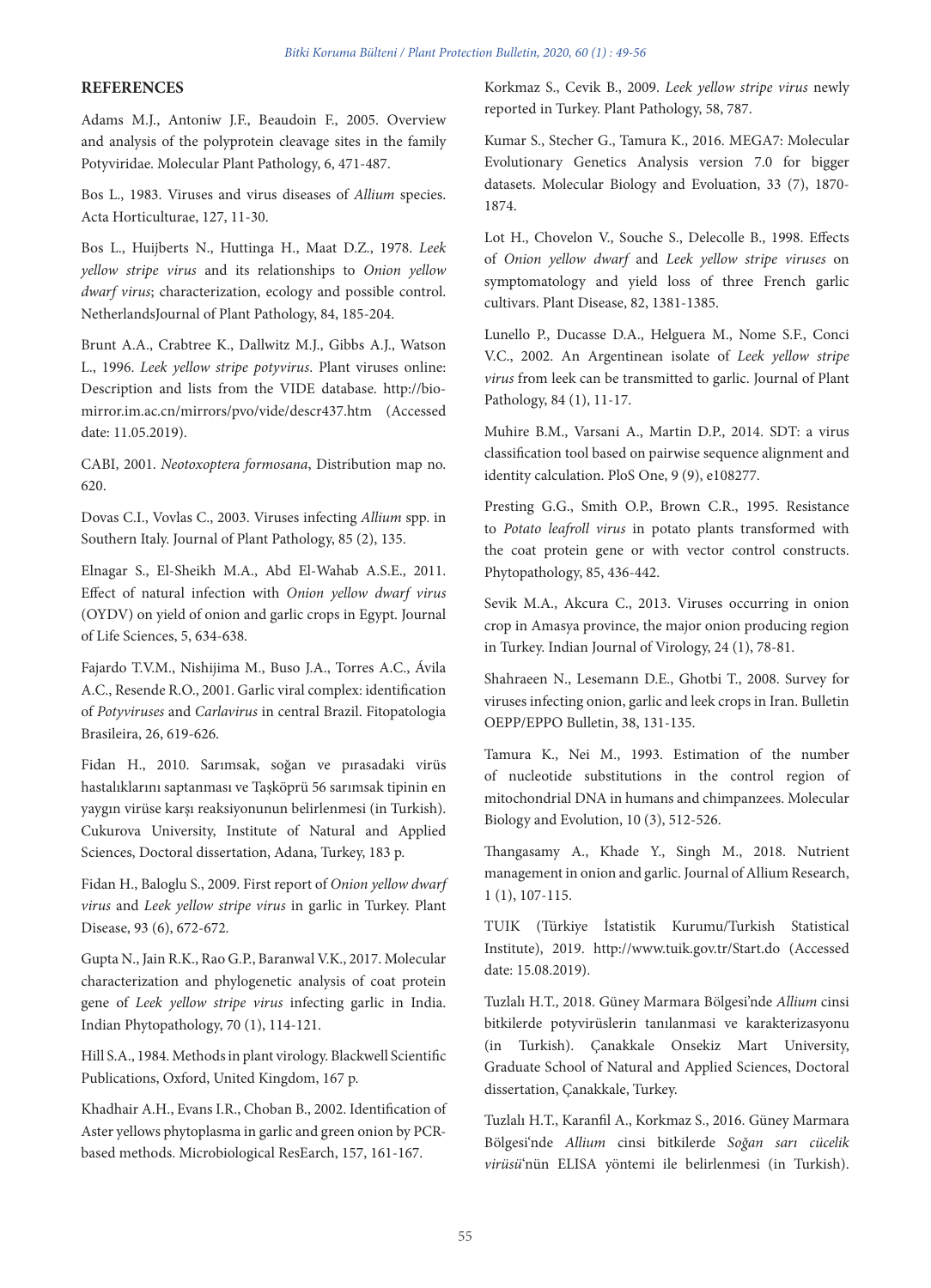## REFERENCES

Adams M.J., Antoniw J.F., Beaudoin F., 2005. Overview and analysis of the polyprotein cleavage sites in the family Potyviridae. Molecular Plant Pathology, 6, 471-487.

Bos L., 1983. Viruses and virus diseases of *Allium* species. Acta Horticulturae, 127, 11-30.

Bos L., Huijberts N., Huttinga H., Maat D.Z., 1978. *Leek yellow stripe virus* and its relationships to *Onion yellow dwarf virus*; characterization, ecology and possible control. NetherlandsJournal of Plant Pathology, 84, 185-204.

Brunt A.A., Crabtree K., Dallwitz M.J., Gibbs A.J., Watson L., 1996. *Leek yellow stripe potyvirus*. Plant viruses online: Description and lists from the VIDE database. http://bio-mirror.im.ac.cn/mirrors/pvo/vide/descr437.htm (Accessed date: 11.05.2019).

CABI, 2001. *Neotoxoptera formosana*, Distribution map no. 620.

Dovas C.I., Vovlas C., 2003. Viruses infecting *Allium* spp. in Southern Italy. Journal of Plant Pathology, 85 (2), 135.

Elnagar S., El-Sheikh M.A., Abd El-Wahab A.S.E., 2011. Effect of natural infection with *Onion yellow dwarf virus* (OYDV) on yield of onion and garlic crops in Egypt. Journal of Life Sciences, 5, 634-638.

Fajardo T.V.M., Nishijima M., Buso J.A., Torres A.C., Ávila A.C., Resende R.O., 2001. Garlic viral complex: identification of *Potyviruses* and *Carlavirus* in central Brazil. Fitopatologia Brasileira, 26, 619-626.

Fidan H., 2010. Sarımsak, soğan ve pırasadaki virüs hastalıklarını saptanması ve Taşköprü 56 sarımsak tipinin en yaygın virüse karşı reaksiyonunun belirlenmesi (in Turkish). Cukurova University, Institute of Natural and Applied Sciences, Doctoral dissertation, Adana, Turkey, 183 p.

Fidan H., Baloglu S., 2009. First report of *Onion yellow dwarf virus* and *Leek yellow stripe virus* in garlic in Turkey. Plant Disease, 93 (6), 672-672.

Gupta N., Jain R.K., Rao G.P., Baranwal V.K., 2017. Molecular characterization and phylogenetic analysis of coat protein gene of *Leek yellow stripe virus* infecting garlic in India. Indian Phytopathology, 70 (1), 114-121.

Hill S.A., 1984. Methods in plant virology. Blackwell Scientific Publications, Oxford, United Kingdom, 167 p.

Khadhair A.H., Evans I.R., Choban B., 2002. Identification of Aster yellows phytoplasma in garlic and green onion by PCR-based methods. Microbiological ResEarch, 157, 161-167.

Korkmaz S., Cevik B., 2009. *Leek yellow stripe virus* newly reported in Turkey. Plant Pathology, 58, 787.

Kumar S., Stecher G., Tamura K., 2016. MEGA7: Molecular Evolutionary Genetics Analysis version 7.0 for bigger datasets. Molecular Biology and Evoluation, 33 (7), 1870-1874.

Lot H., Chovelon V., Souche S., Delecolle B., 1998. Effects of *Onion yellow dwarf* and *Leek yellow stripe viruses* on symptomatology and yield loss of three French garlic cultivars. Plant Disease, 82, 1381-1385.

Lunello P., Ducasse D.A., Helguera M., Nome S.F., Conci V.C., 2002. An Argentinean isolate of *Leek yellow stripe virus* from leek can be transmitted to garlic. Journal of Plant Pathology, 84 (1), 11-17.

Muhire B.M., Varsani A., Martin D.P., 2014. SDT: a virus classification tool based on pairwise sequence alignment and identity calculation. PloS One, 9 (9), e108277.

Presting G.G., Smith O.P., Brown C.R., 1995. Resistance to *Potato leafroll virus* in potato plants transformed with the coat protein gene or with vector control constructs. Phytopathology, 85, 436-442.

Sevik M.A., Akcura C., 2013. Viruses occurring in onion crop in Amasya province, the major onion producing region in Turkey. Indian Journal of Virology, 24 (1), 78-81.

Shahraeen N., Lesemann D.E., Ghotbi T., 2008. Survey for viruses infecting onion, garlic and leek crops in Iran. Bulletin OEPP/EPPO Bulletin, 38, 131-135.

Tamura K., Nei M., 1993. Estimation of the number of nucleotide substitutions in the control region of mitochondrial DNA in humans and chimpanzees. Molecular Biology and Evolution, 10 (3), 512-526.

Thangasamy A., Khade Y., Singh M., 2018. Nutrient management in onion and garlic. Journal of Allium Research, 1 (1), 107-115.

TUIK (Türkiye İstatistik Kurumu/Turkish Statistical Institute), 2019. http://www.tuik.gov.tr/Start.do (Accessed date: 15.08.2019).

Tuzlalı H.T., 2018. Güney Marmara Bölgesi'nde *Allium* cinsi bitkilerde potyvirüslerin tanılanmasi ve karakterizasyonu (in Turkish). Çanakkale Onsekiz Mart University, Graduate School of Natural and Applied Sciences, Doctoral dissertation, Çanakkale, Turkey.

Tuzlalı H.T., Karanfil A., Korkmaz S., 2016. Güney Marmara Bölgesi'nde *Allium* cinsi bitkilerde *Soğan sarı cücelik virüsü*'nün ELISA yöntemi ile belirlenmesi (in Turkish).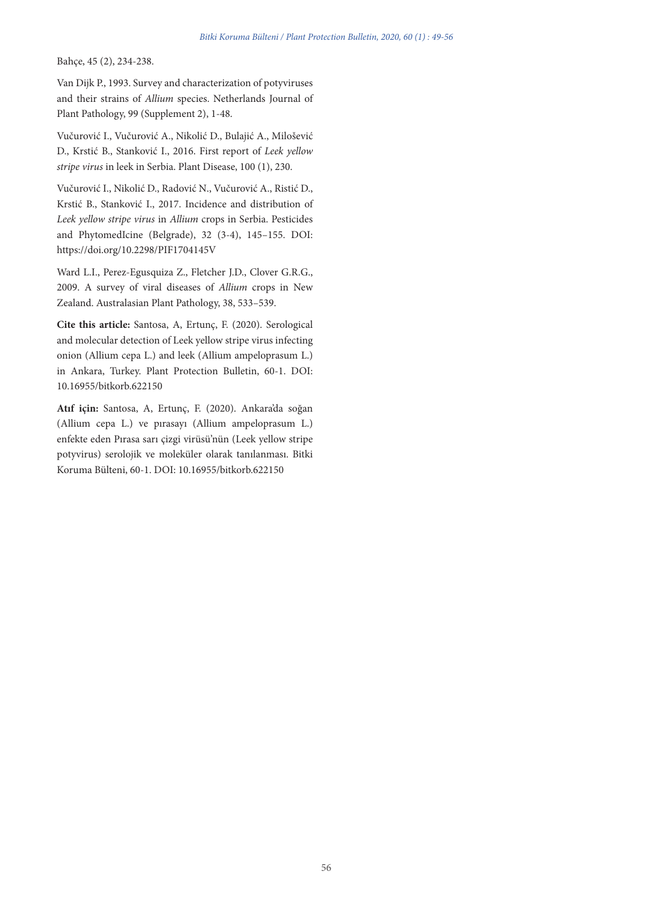Bahçe, 45 (2), 234-238.

Van Dijk P., 1993. Survey and characterization of potyviruses and their strains of *Allium* species. Netherlands Journal of Plant Pathology, 99 (Supplement 2), 1-48.

Vučurović I., Vučurović A., Nikolić D., Bulajić A., Milošević D., Krstić B., Stanković I., 2016. First report of *Leek yellow stripe virus* in leek in Serbia. Plant Disease, 100 (1), 230.

Vučurović I., Nikolić D., Radović N., Vučurović A., Ristić D., Krstić B., Stanković I., 2017. Incidence and distribution of *Leek yellow stripe virus* in *Allium* crops in Serbia. Pesticides and PhytomedIcine (Belgrade), 32 (3-4), 145–155. DOI: https://doi.org/10.2298/PIF1704145V

Ward L.I., Perez-Egusquiza Z., Fletcher J.D., Clover G.R.G., 2009. A survey of viral diseases of *Allium* crops in New Zealand. Australasian Plant Pathology, 38, 533–539.

**Cite this article:** Santosa, A, Ertunç, F. (2020). Serological and molecular detection of Leek yellow stripe virus infecting onion (Allium cepa L.) and leek (Allium ampeloprasum L.) in Ankara, Turkey. Plant Protection Bulletin, 60-1. DOI: 10.16955/bitkorb.622150

**Atıf için:** Santosa, A, Ertunç, F. (2020). Ankara'da soğan (Allium cepa L.) ve pırasayı (Allium ampeloprasum L.) enfekte eden Pırasa sarı çizgi virüsü'nün (Leek yellow stripe potyvirus) serolojik ve moleküler olarak tanılanması. Bitki Koruma Bülteni, 60-1. DOI: 10.16955/bitkorb.622150